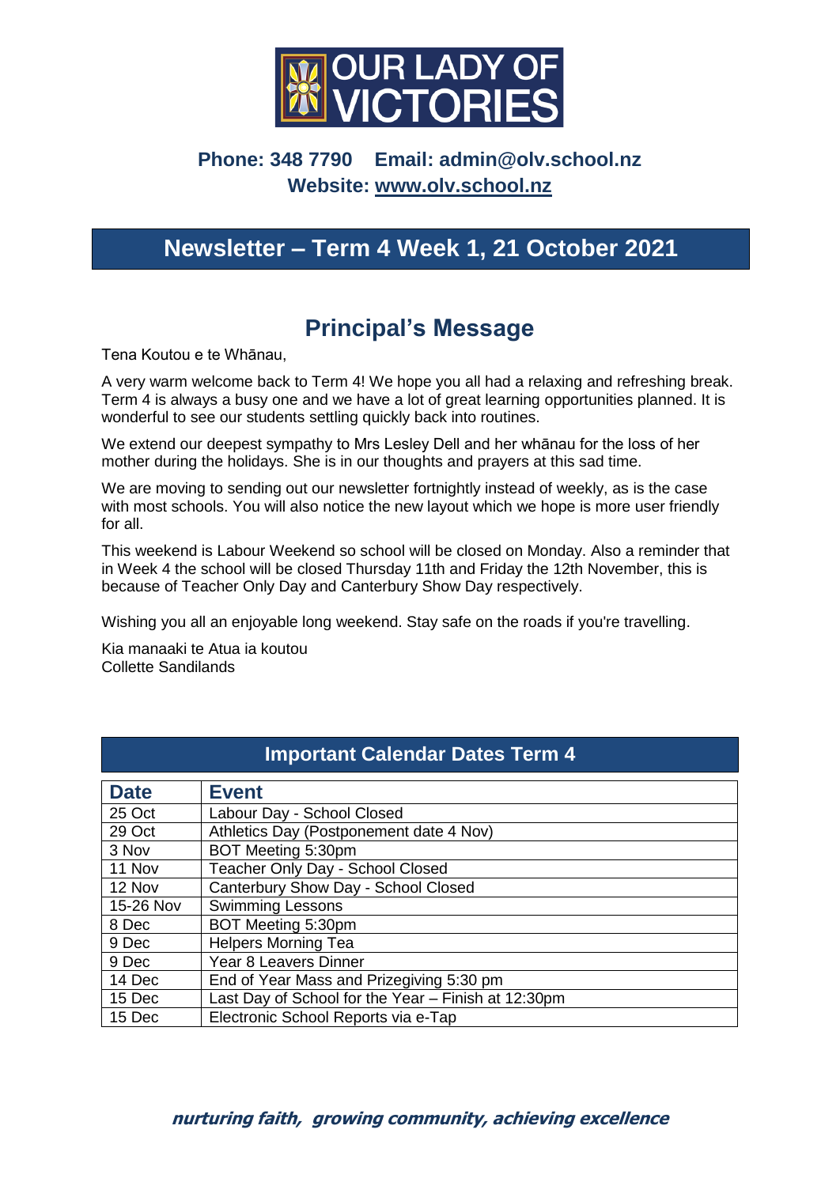# OUR LADY OF VICTORIES

**Phone: 348 7790    Email: admin@olv.school.nz**
**Website: www.olv.school.nz**

## Newsletter – Term 4 Week 1, 21 October 2021

## Principal's Message

Tena Koutou e te Whānau,

A very warm welcome back to Term 4! We hope you all had a relaxing and refreshing break. Term 4 is always a busy one and we have a lot of great learning opportunities planned. It is wonderful to see our students settling quickly back into routines.

We extend our deepest sympathy to Mrs Lesley Dell and her whānau for the loss of her mother during the holidays. She is in our thoughts and prayers at this sad time.

We are moving to sending out our newsletter fortnightly instead of weekly, as is the case with most schools. You will also notice the new layout which we hope is more user friendly for all.

This weekend is Labour Weekend so school will be closed on Monday. Also a reminder that in Week 4 the school will be closed Thursday 11th and Friday the 12th November, this is because of Teacher Only Day and Canterbury Show Day respectively.

Wishing you all an enjoyable long weekend. Stay safe on the roads if you're travelling.

Kia manaaki te Atua ia koutou
Collette Sandilands

## Important Calendar Dates Term 4

| Date | Event |
|---|---|
| 25 Oct | Labour Day - School Closed |
| 29 Oct | Athletics Day (Postponement date 4 Nov) |
| 3 Nov | BOT Meeting 5:30pm |
| 11 Nov | Teacher Only Day - School Closed |
| 12 Nov | Canterbury Show Day - School Closed |
| 15-26 Nov | Swimming Lessons |
| 8 Dec | BOT Meeting 5:30pm |
| 9 Dec | Helpers Morning Tea |
| 9 Dec | Year 8 Leavers Dinner |
| 14 Dec | End of Year Mass and Prizegiving 5:30 pm |
| 15 Dec | Last Day of School for the Year – Finish at 12:30pm |
| 15 Dec | Electronic School Reports via e-Tap |

***nurturing faith, growing community, achieving excellence***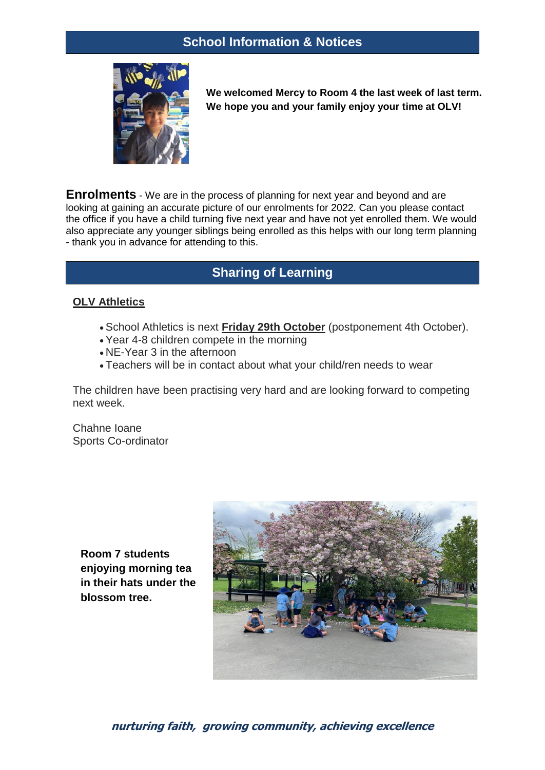## School Information & Notices

**We welcomed Mercy to Room 4 the last week of last term. We hope you and your family enjoy your time at OLV!**

**Enrolments** - We are in the process of planning for next year and beyond and are looking at gaining an accurate picture of our enrolments for 2022. Can you please contact the office if you have a child turning five next year and have not yet enrolled them. We would also appreciate any younger siblings being enrolled as this helps with our long term planning - thank you in advance for attending to this.

## Sharing of Learning

### OLV Athletics

- School Athletics is next **Friday 29th October** (postponement 4th October).
- Year 4-8 children compete in the morning
- NE-Year 3 in the afternoon
- Teachers will be in contact about what your child/ren needs to wear

The children have been practising very hard and are looking forward to competing next week.

Chahne Ioane
Sports Co-ordinator

**Room 7 students enjoying morning tea in their hats under the blossom tree.**

***nurturing faith, growing community, achieving excellence***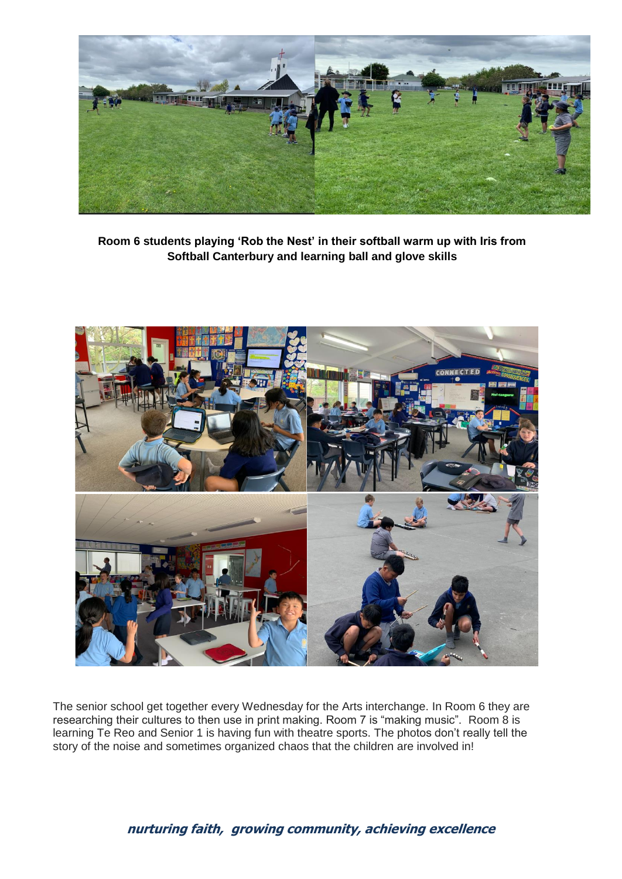**Room 6 students playing 'Rob the Nest' in their softball warm up with Iris from Softball Canterbury and learning ball and glove skills**

The senior school get together every Wednesday for the Arts interchange. In Room 6 they are researching their cultures to then use in print making. Room 7 is "making music". Room 8 is learning Te Reo and Senior 1 is having fun with theatre sports. The photos don't really tell the story of the noise and sometimes organized chaos that the children are involved in!

***nurturing faith, growing community, achieving excellence***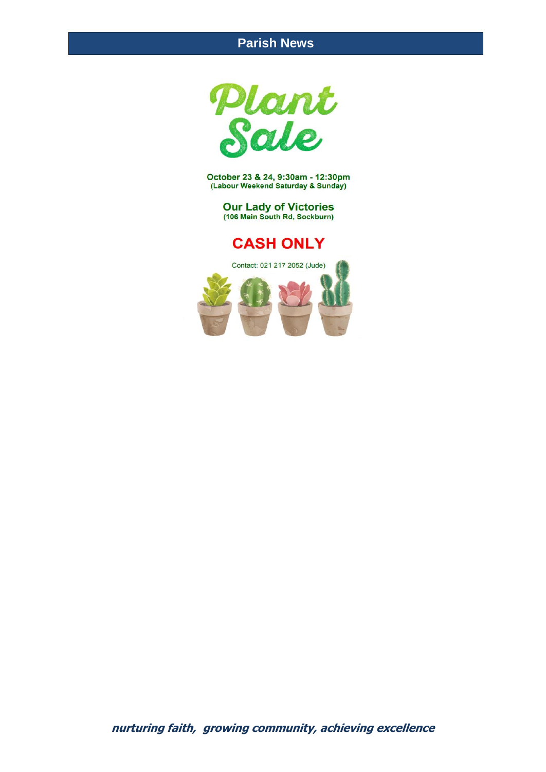## Parish News

# Plant Sale

**October 23 & 24, 9:30am - 12:30pm**
**(Labour Weekend Saturday & Sunday)**

**Our Lady of Victories**
**(106 Main South Rd, Sockburn)**

**CASH ONLY**

Contact: 021 217 2052 (Jude)

***nurturing faith, growing community, achieving excellence***